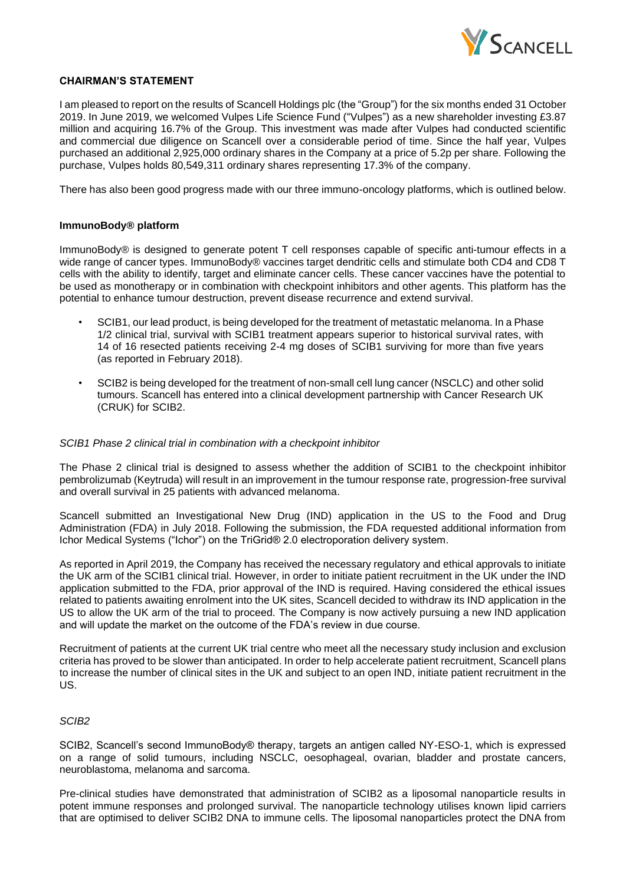## CHAIRMAN'S STATEMENT

I am pleased to report on the results of Scancell Holdings plc (the "Group") for the six months ended 31 October 2019. In June 2019, we welcomed Vulpes Life Science Fund ("Vulpes") as a new shareholder investing £3.87 million and acquiring 16.7% of the Group. This investment was made after Vulpes had conducted scientific and commercial due diligence on Scancell over a considerable period of time. Since the half year, Vulpes purchased an additional 2,925,000 ordinary shares in the Company at a price of 5.2p per share. Following the purchase, Vulpes holds 80,549,311 ordinary shares representing 17.3% of the company.

There has also been good progress made with our three immuno-oncology platforms, which is outlined below.

### ImmunoBody® platform

ImmunoBody® is designed to generate potent T cell responses capable of specific anti-tumour effects in a wide range of cancer types. ImmunoBody® vaccines target dendritic cells and stimulate both CD4 and CD8 T cells with the ability to identify, target and eliminate cancer cells. These cancer vaccines have the potential to be used as monotherapy or in combination with checkpoint inhibitors and other agents. This platform has the potential to enhance tumour destruction, prevent disease recurrence and extend survival.

- SCIB1, our lead product, is being developed for the treatment of metastatic melanoma. In a Phase 1/2 clinical trial, survival with SCIB1 treatment appears superior to historical survival rates, with 14 of 16 resected patients receiving 2-4 mg doses of SCIB1 surviving for more than five years (as reported in February 2018).
- SCIB2 is being developed for the treatment of non-small cell lung cancer (NSCLC) and other solid tumours. Scancell has entered into a clinical development partnership with Cancer Research UK (CRUK) for SCIB2.

*SCIB1 Phase 2 clinical trial in combination with a checkpoint inhibitor*

The Phase 2 clinical trial is designed to assess whether the addition of SCIB1 to the checkpoint inhibitor pembrolizumab (Keytruda) will result in an improvement in the tumour response rate, progression-free survival and overall survival in 25 patients with advanced melanoma.

Scancell submitted an Investigational New Drug (IND) application in the US to the Food and Drug Administration (FDA) in July 2018. Following the submission, the FDA requested additional information from Ichor Medical Systems ("Ichor") on the TriGrid® 2.0 electroporation delivery system.

As reported in April 2019, the Company has received the necessary regulatory and ethical approvals to initiate the UK arm of the SCIB1 clinical trial. However, in order to initiate patient recruitment in the UK under the IND application submitted to the FDA, prior approval of the IND is required. Having considered the ethical issues related to patients awaiting enrolment into the UK sites, Scancell decided to withdraw its IND application in the US to allow the UK arm of the trial to proceed. The Company is now actively pursuing a new IND application and will update the market on the outcome of the FDA's review in due course.

Recruitment of patients at the current UK trial centre who meet all the necessary study inclusion and exclusion criteria has proved to be slower than anticipated. In order to help accelerate patient recruitment, Scancell plans to increase the number of clinical sites in the UK and subject to an open IND, initiate patient recruitment in the US.

*SCIB2*

SCIB2, Scancell's second ImmunoBody® therapy, targets an antigen called NY-ESO-1, which is expressed on a range of solid tumours, including NSCLC, oesophageal, ovarian, bladder and prostate cancers, neuroblastoma, melanoma and sarcoma.

Pre-clinical studies have demonstrated that administration of SCIB2 as a liposomal nanoparticle results in potent immune responses and prolonged survival. The nanoparticle technology utilises known lipid carriers that are optimised to deliver SCIB2 DNA to immune cells. The liposomal nanoparticles protect the DNA from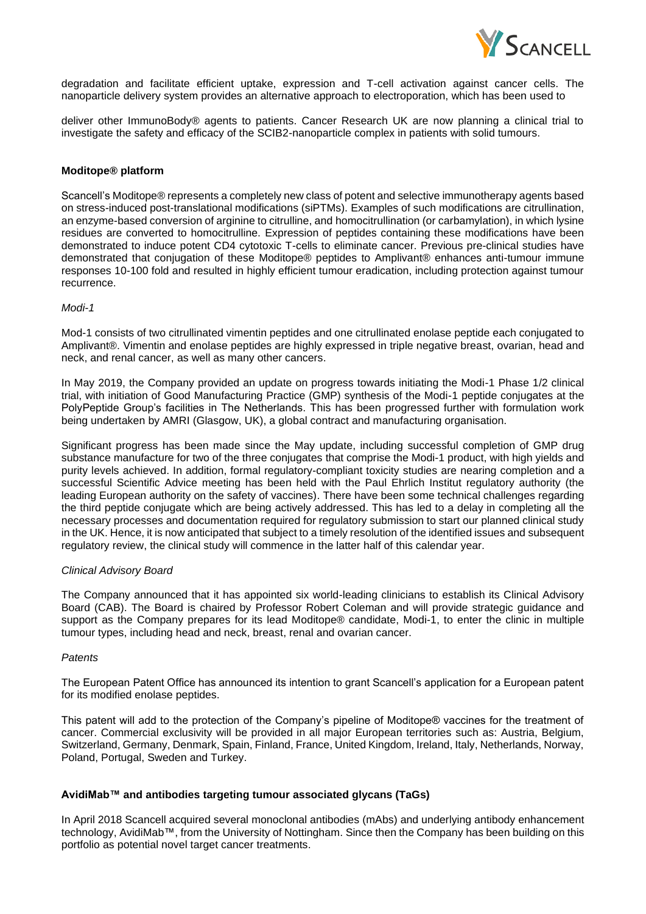degradation and facilitate efficient uptake, expression and T-cell activation against cancer cells. The nanoparticle delivery system provides an alternative approach to electroporation, which has been used to

deliver other ImmunoBody® agents to patients. Cancer Research UK are now planning a clinical trial to investigate the safety and efficacy of the SCIB2-nanoparticle complex in patients with solid tumours.

**Moditope® platform**

Scancell's Moditope® represents a completely new class of potent and selective immunotherapy agents based on stress-induced post-translational modifications (siPTMs). Examples of such modifications are citrullination, an enzyme-based conversion of arginine to citrulline, and homocitrullination (or carbamylation), in which lysine residues are converted to homocitrulline. Expression of peptides containing these modifications have been demonstrated to induce potent CD4 cytotoxic T-cells to eliminate cancer. Previous pre-clinical studies have demonstrated that conjugation of these Moditope® peptides to Amplivant® enhances anti-tumour immune responses 10-100 fold and resulted in highly efficient tumour eradication, including protection against tumour recurrence.

*Modi-1*

Mod-1 consists of two citrullinated vimentin peptides and one citrullinated enolase peptide each conjugated to Amplivant®. Vimentin and enolase peptides are highly expressed in triple negative breast, ovarian, head and neck, and renal cancer, as well as many other cancers.

In May 2019, the Company provided an update on progress towards initiating the Modi-1 Phase 1/2 clinical trial, with initiation of Good Manufacturing Practice (GMP) synthesis of the Modi-1 peptide conjugates at the PolyPeptide Group's facilities in The Netherlands. This has been progressed further with formulation work being undertaken by AMRI (Glasgow, UK), a global contract and manufacturing organisation.

Significant progress has been made since the May update, including successful completion of GMP drug substance manufacture for two of the three conjugates that comprise the Modi-1 product, with high yields and purity levels achieved. In addition, formal regulatory-compliant toxicity studies are nearing completion and a successful Scientific Advice meeting has been held with the Paul Ehrlich Institut regulatory authority (the leading European authority on the safety of vaccines). There have been some technical challenges regarding the third peptide conjugate which are being actively addressed. This has led to a delay in completing all the necessary processes and documentation required for regulatory submission to start our planned clinical study in the UK. Hence, it is now anticipated that subject to a timely resolution of the identified issues and subsequent regulatory review, the clinical study will commence in the latter half of this calendar year.

*Clinical Advisory Board*

The Company announced that it has appointed six world-leading clinicians to establish its Clinical Advisory Board (CAB). The Board is chaired by Professor Robert Coleman and will provide strategic guidance and support as the Company prepares for its lead Moditope® candidate, Modi-1, to enter the clinic in multiple tumour types, including head and neck, breast, renal and ovarian cancer.

*Patents*

The European Patent Office has announced its intention to grant Scancell's application for a European patent for its modified enolase peptides.

This patent will add to the protection of the Company's pipeline of Moditope® vaccines for the treatment of cancer. Commercial exclusivity will be provided in all major European territories such as: Austria, Belgium, Switzerland, Germany, Denmark, Spain, Finland, France, United Kingdom, Ireland, Italy, Netherlands, Norway, Poland, Portugal, Sweden and Turkey.

**AvidiMab™ and antibodies targeting tumour associated glycans (TaGs)**

In April 2018 Scancell acquired several monoclonal antibodies (mAbs) and underlying antibody enhancement technology, AvidiMab™, from the University of Nottingham. Since then the Company has been building on this portfolio as potential novel target cancer treatments.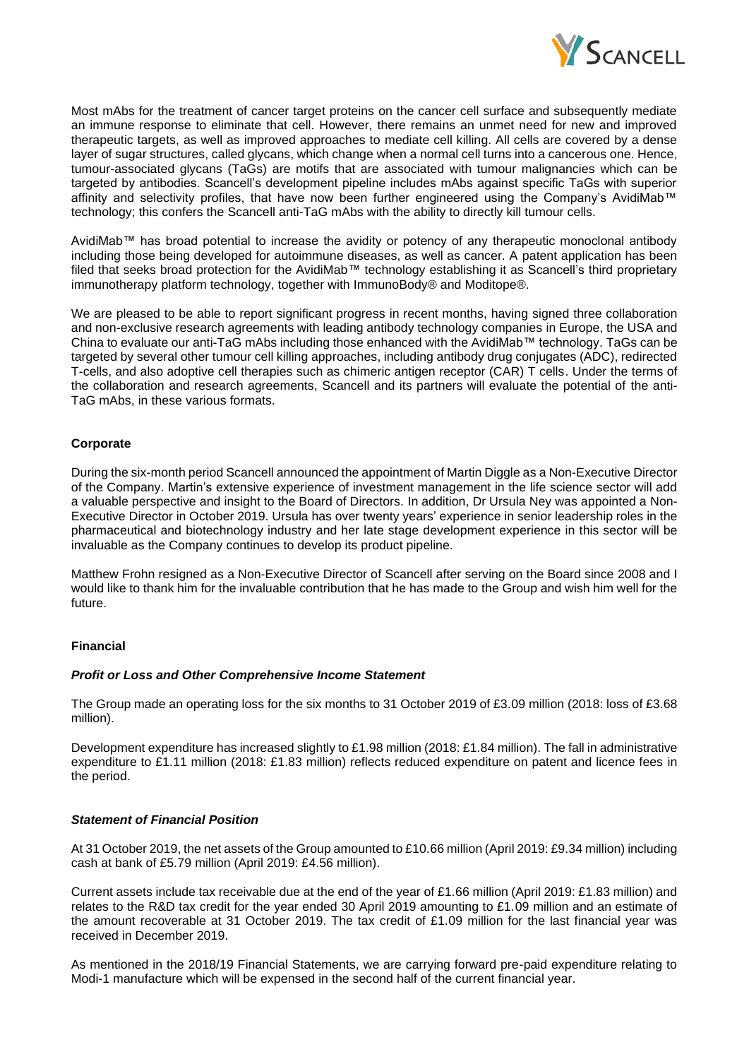Most mAbs for the treatment of cancer target proteins on the cancer cell surface and subsequently mediate an immune response to eliminate that cell. However, there remains an unmet need for new and improved therapeutic targets, as well as improved approaches to mediate cell killing. All cells are covered by a dense layer of sugar structures, called glycans, which change when a normal cell turns into a cancerous one. Hence, tumour-associated glycans (TaGs) are motifs that are associated with tumour malignancies which can be targeted by antibodies. Scancell's development pipeline includes mAbs against specific TaGs with superior affinity and selectivity profiles, that have now been further engineered using the Company's AvidiMab™ technology; this confers the Scancell anti-TaG mAbs with the ability to directly kill tumour cells.

AvidiMab™ has broad potential to increase the avidity or potency of any therapeutic monoclonal antibody including those being developed for autoimmune diseases, as well as cancer. A patent application has been filed that seeks broad protection for the AvidiMab™ technology establishing it as Scancell's third proprietary immunotherapy platform technology, together with ImmunoBody® and Moditope®.

We are pleased to be able to report significant progress in recent months, having signed three collaboration and non-exclusive research agreements with leading antibody technology companies in Europe, the USA and China to evaluate our anti-TaG mAbs including those enhanced with the AvidiMab™ technology. TaGs can be targeted by several other tumour cell killing approaches, including antibody drug conjugates (ADC), redirected T-cells, and also adoptive cell therapies such as chimeric antigen receptor (CAR) T cells. Under the terms of the collaboration and research agreements, Scancell and its partners will evaluate the potential of the anti-TaG mAbs, in these various formats.

**Corporate**

During the six-month period Scancell announced the appointment of Martin Diggle as a Non-Executive Director of the Company. Martin's extensive experience of investment management in the life science sector will add a valuable perspective and insight to the Board of Directors. In addition, Dr Ursula Ney was appointed a Non-Executive Director in October 2019. Ursula has over twenty years' experience in senior leadership roles in the pharmaceutical and biotechnology industry and her late stage development experience in this sector will be invaluable as the Company continues to develop its product pipeline.

Matthew Frohn resigned as a Non-Executive Director of Scancell after serving on the Board since 2008 and I would like to thank him for the invaluable contribution that he has made to the Group and wish him well for the future.

**Financial**

***Profit or Loss and Other Comprehensive Income Statement***

The Group made an operating loss for the six months to 31 October 2019 of £3.09 million (2018: loss of £3.68 million).

Development expenditure has increased slightly to £1.98 million (2018: £1.84 million). The fall in administrative expenditure to £1.11 million (2018: £1.83 million) reflects reduced expenditure on patent and licence fees in the period.

***Statement of Financial Position***

At 31 October 2019, the net assets of the Group amounted to £10.66 million (April 2019: £9.34 million) including cash at bank of £5.79 million (April 2019: £4.56 million).

Current assets include tax receivable due at the end of the year of £1.66 million (April 2019: £1.83 million) and relates to the R&D tax credit for the year ended 30 April 2019 amounting to £1.09 million and an estimate of the amount recoverable at 31 October 2019. The tax credit of £1.09 million for the last financial year was received in December 2019.

As mentioned in the 2018/19 Financial Statements, we are carrying forward pre-paid expenditure relating to Modi-1 manufacture which will be expensed in the second half of the current financial year.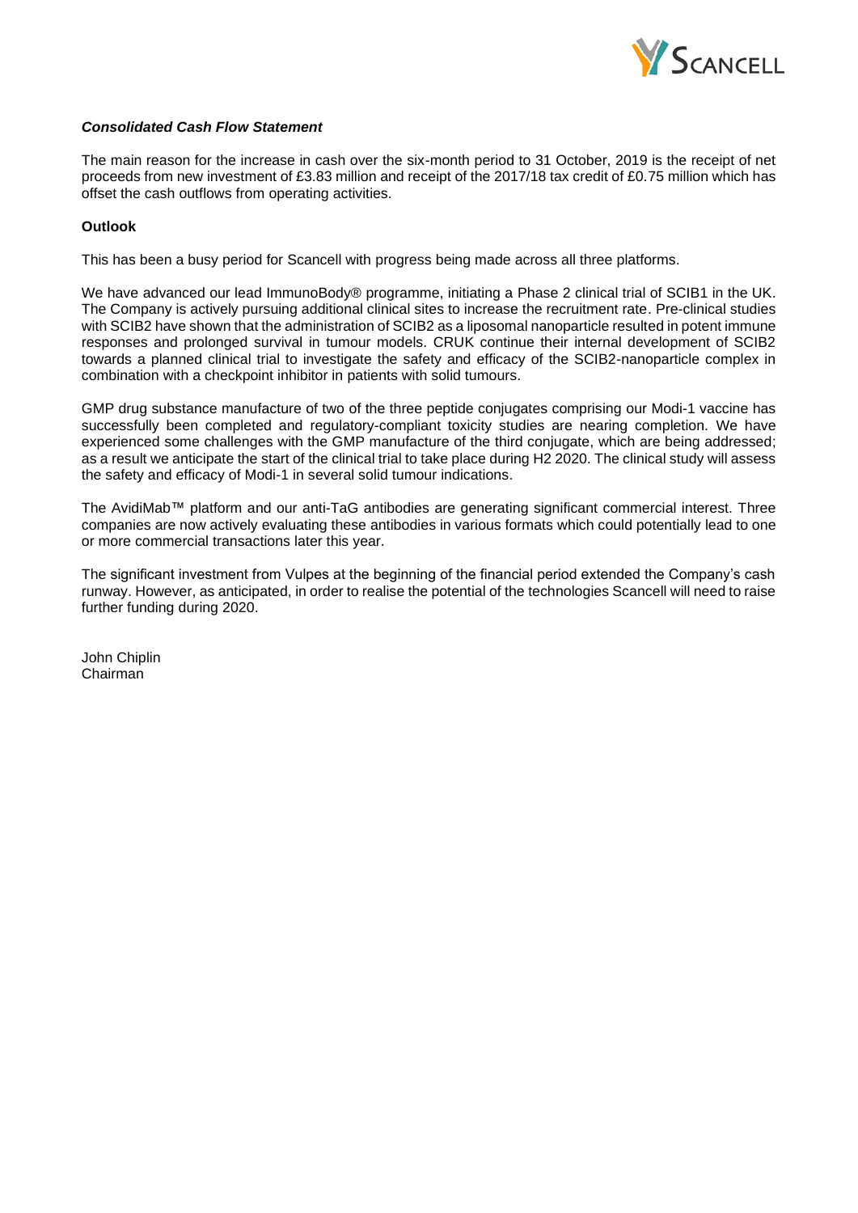***Consolidated Cash Flow Statement***

The main reason for the increase in cash over the six-month period to 31 October, 2019 is the receipt of net proceeds from new investment of £3.83 million and receipt of the 2017/18 tax credit of £0.75 million which has offset the cash outflows from operating activities.

**Outlook**

This has been a busy period for Scancell with progress being made across all three platforms.

We have advanced our lead ImmunoBody® programme, initiating a Phase 2 clinical trial of SCIB1 in the UK. The Company is actively pursuing additional clinical sites to increase the recruitment rate. Pre-clinical studies with SCIB2 have shown that the administration of SCIB2 as a liposomal nanoparticle resulted in potent immune responses and prolonged survival in tumour models. CRUK continue their internal development of SCIB2 towards a planned clinical trial to investigate the safety and efficacy of the SCIB2-nanoparticle complex in combination with a checkpoint inhibitor in patients with solid tumours.

GMP drug substance manufacture of two of the three peptide conjugates comprising our Modi-1 vaccine has successfully been completed and regulatory-compliant toxicity studies are nearing completion. We have experienced some challenges with the GMP manufacture of the third conjugate, which are being addressed; as a result we anticipate the start of the clinical trial to take place during H2 2020. The clinical study will assess the safety and efficacy of Modi-1 in several solid tumour indications.

The AvidiMab™ platform and our anti-TaG antibodies are generating significant commercial interest. Three companies are now actively evaluating these antibodies in various formats which could potentially lead to one or more commercial transactions later this year.

The significant investment from Vulpes at the beginning of the financial period extended the Company's cash runway. However, as anticipated, in order to realise the potential of the technologies Scancell will need to raise further funding during 2020.

John Chiplin
Chairman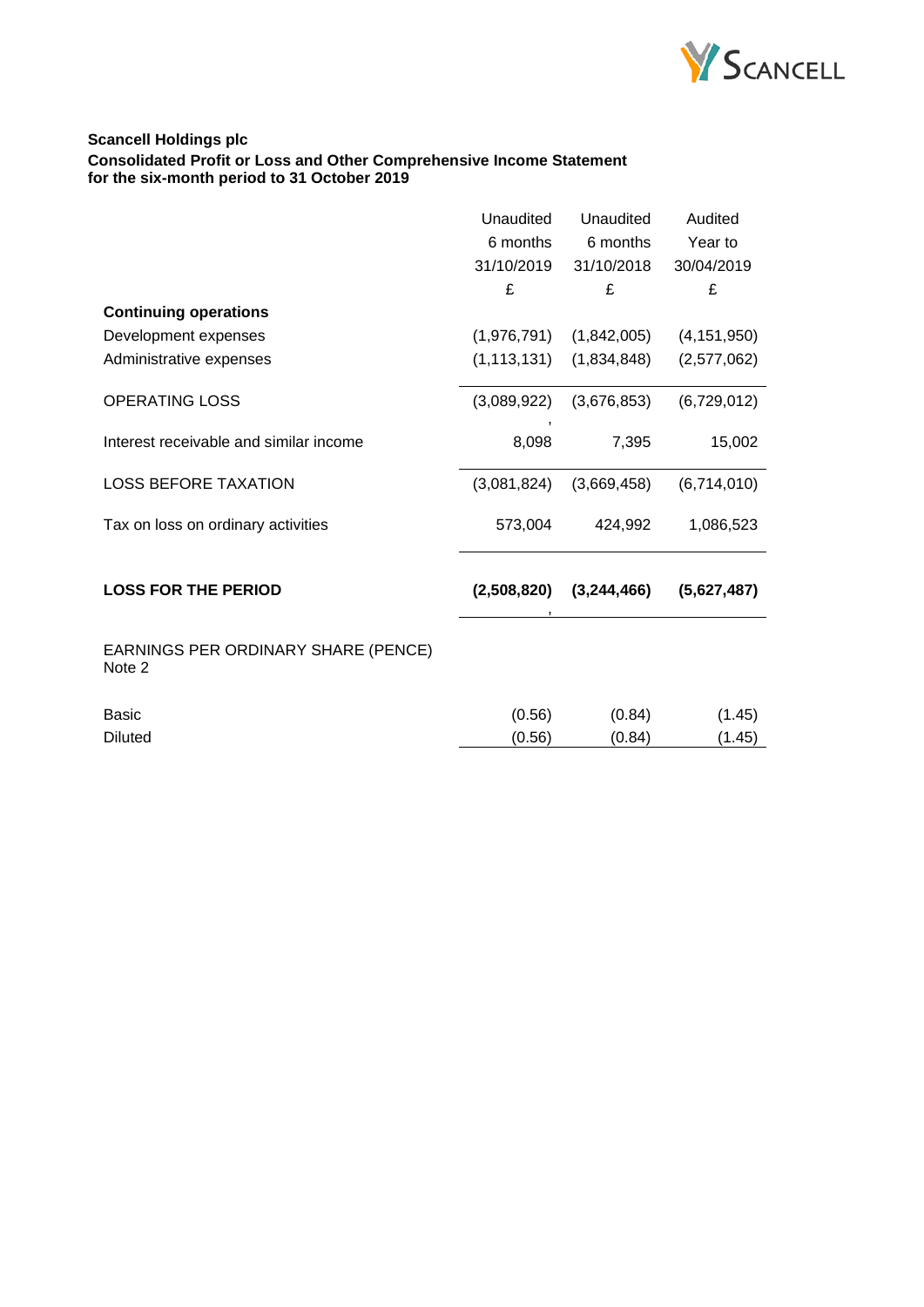**Scancell Holdings plc**
**Consolidated Profit or Loss and Other Comprehensive Income Statement**
**for the six-month period to 31 October 2019**

| | Unaudited 6 months 31/10/2019 £ | Unaudited 6 months 31/10/2018 £ | Audited Year to 30/04/2019 £ |
|---|---|---|---|
| **Continuing operations** | | | |
| Development expenses | (1,976,791) | (1,842,005) | (4,151,950) |
| Administrative expenses | (1,113,131) | (1,834,848) | (2,577,062) |
| OPERATING LOSS | (3,089,922) | (3,676,853) | (6,729,012) |
| Interest receivable and similar income | 8,098 | 7,395 | 15,002 |
| LOSS BEFORE TAXATION | (3,081,824) | (3,669,458) | (6,714,010) |
| Tax on loss on ordinary activities | 573,004 | 424,992 | 1,086,523 |
| **LOSS FOR THE PERIOD** | **(2,508,820)** | **(3,244,466)** | **(5,627,487)** |
| EARNINGS PER ORDINARY SHARE (PENCE) Note 2 | | | |
| Basic | (0.56) | (0.84) | (1.45) |
| Diluted | (0.56) | (0.84) | (1.45) |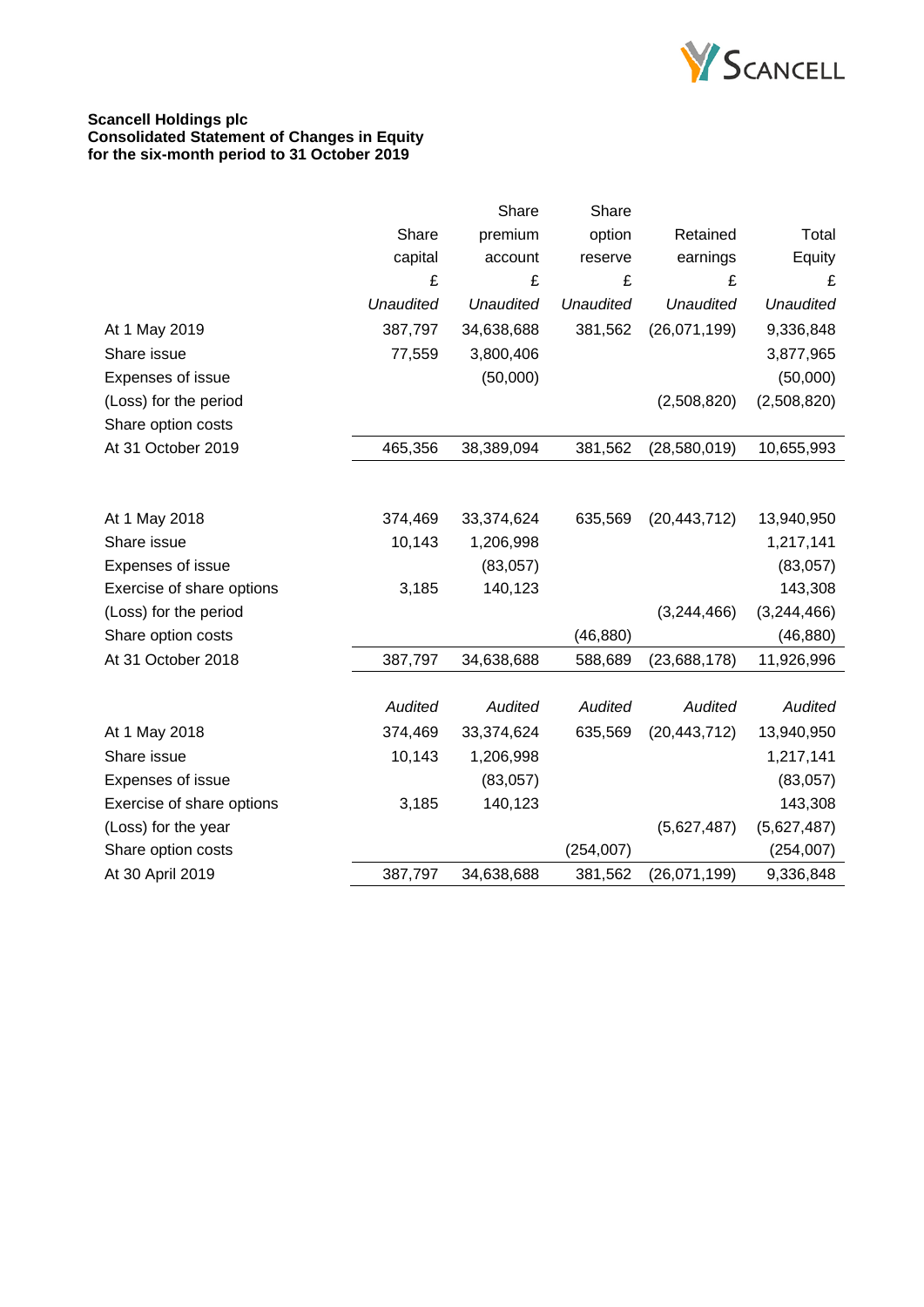**Scancell Holdings plc**
**Consolidated Statement of Changes in Equity**
**for the six-month period to 31 October 2019**

| | Share capital | Share premium account | Share option reserve | Retained earnings | Total Equity |
|---|---|---|---|---|---|
| | £ | £ | £ | £ | £ |
| | *Unaudited* | *Unaudited* | *Unaudited* | *Unaudited* | *Unaudited* |
| At 1 May 2019 | 387,797 | 34,638,688 | 381,562 | (26,071,199) | 9,336,848 |
| Share issue | 77,559 | 3,800,406 | | | 3,877,965 |
| Expenses of issue | | (50,000) | | | (50,000) |
| (Loss) for the period | | | | (2,508,820) | (2,508,820) |
| Share option costs | | | | | |
| At 31 October 2019 | 465,356 | 38,389,094 | 381,562 | (28,580,019) | 10,655,993 |
| | | | | | |
| At 1 May 2018 | 374,469 | 33,374,624 | 635,569 | (20,443,712) | 13,940,950 |
| Share issue | 10,143 | 1,206,998 | | | 1,217,141 |
| Expenses of issue | | (83,057) | | | (83,057) |
| Exercise of share options | 3,185 | 140,123 | | | 143,308 |
| (Loss) for the period | | | | (3,244,466) | (3,244,466) |
| Share option costs | | | (46,880) | | (46,880) |
| At 31 October 2018 | 387,797 | 34,638,688 | 588,689 | (23,688,178) | 11,926,996 |
| | | | | | |
| | *Audited* | *Audited* | *Audited* | *Audited* | *Audited* |
| At 1 May 2018 | 374,469 | 33,374,624 | 635,569 | (20,443,712) | 13,940,950 |
| Share issue | 10,143 | 1,206,998 | | | 1,217,141 |
| Expenses of issue | | (83,057) | | | (83,057) |
| Exercise of share options | 3,185 | 140,123 | | | 143,308 |
| (Loss) for the year | | | | (5,627,487) | (5,627,487) |
| Share option costs | | | (254,007) | | (254,007) |
| At 30 April 2019 | 387,797 | 34,638,688 | 381,562 | (26,071,199) | 9,336,848 |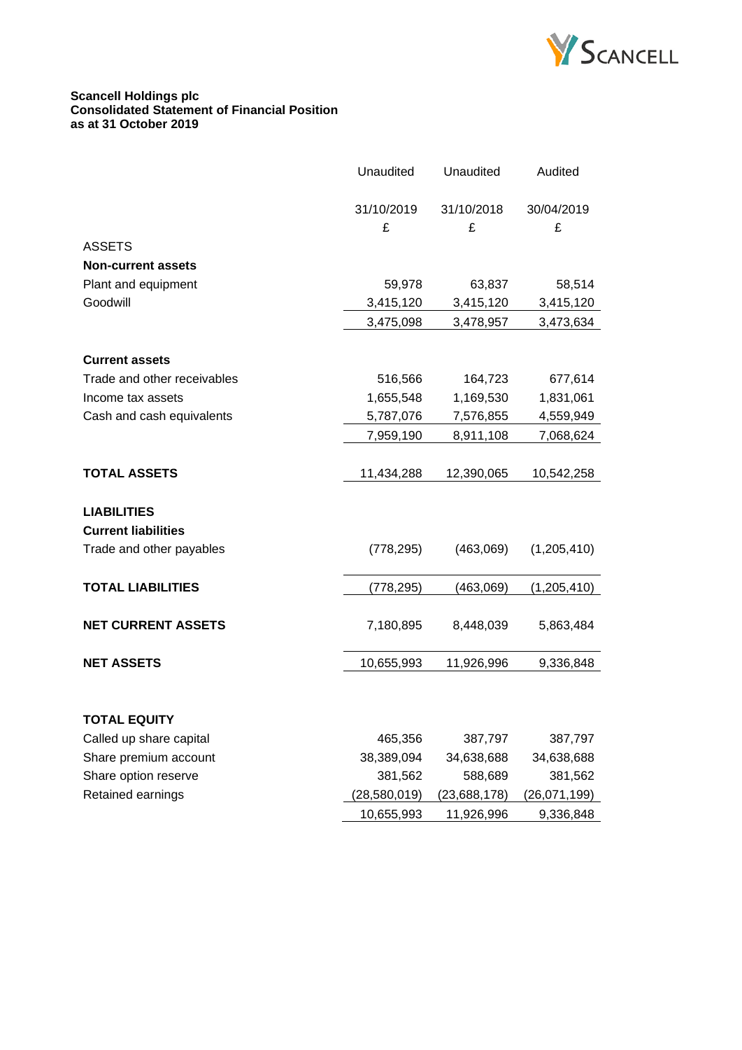**Scancell Holdings plc**
**Consolidated Statement of Financial Position**
**as at 31 October 2019**

| | Unaudited | Unaudited | Audited |
|---|---|---|---|
| | 31/10/2019 | 31/10/2018 | 30/04/2019 |
| | £ | £ | £ |
| ASSETS | | | |
| **Non-current assets** | | | |
| Plant and equipment | 59,978 | 63,837 | 58,514 |
| Goodwill | 3,415,120 | 3,415,120 | 3,415,120 |
| | 3,475,098 | 3,478,957 | 3,473,634 |
| **Current assets** | | | |
| Trade and other receivables | 516,566 | 164,723 | 677,614 |
| Income tax assets | 1,655,548 | 1,169,530 | 1,831,061 |
| Cash and cash equivalents | 5,787,076 | 7,576,855 | 4,559,949 |
| | 7,959,190 | 8,911,108 | 7,068,624 |
| **TOTAL ASSETS** | 11,434,288 | 12,390,065 | 10,542,258 |
| **LIABILITIES** | | | |
| **Current liabilities** | | | |
| Trade and other payables | (778,295) | (463,069) | (1,205,410) |
| **TOTAL LIABILITIES** | (778,295) | (463,069) | (1,205,410) |
| **NET CURRENT ASSETS** | 7,180,895 | 8,448,039 | 5,863,484 |
| **NET ASSETS** | 10,655,993 | 11,926,996 | 9,336,848 |
| **TOTAL EQUITY** | | | |
| Called up share capital | 465,356 | 387,797 | 387,797 |
| Share premium account | 38,389,094 | 34,638,688 | 34,638,688 |
| Share option reserve | 381,562 | 588,689 | 381,562 |
| Retained earnings | (28,580,019) | (23,688,178) | (26,071,199) |
| | 10,655,993 | 11,926,996 | 9,336,848 |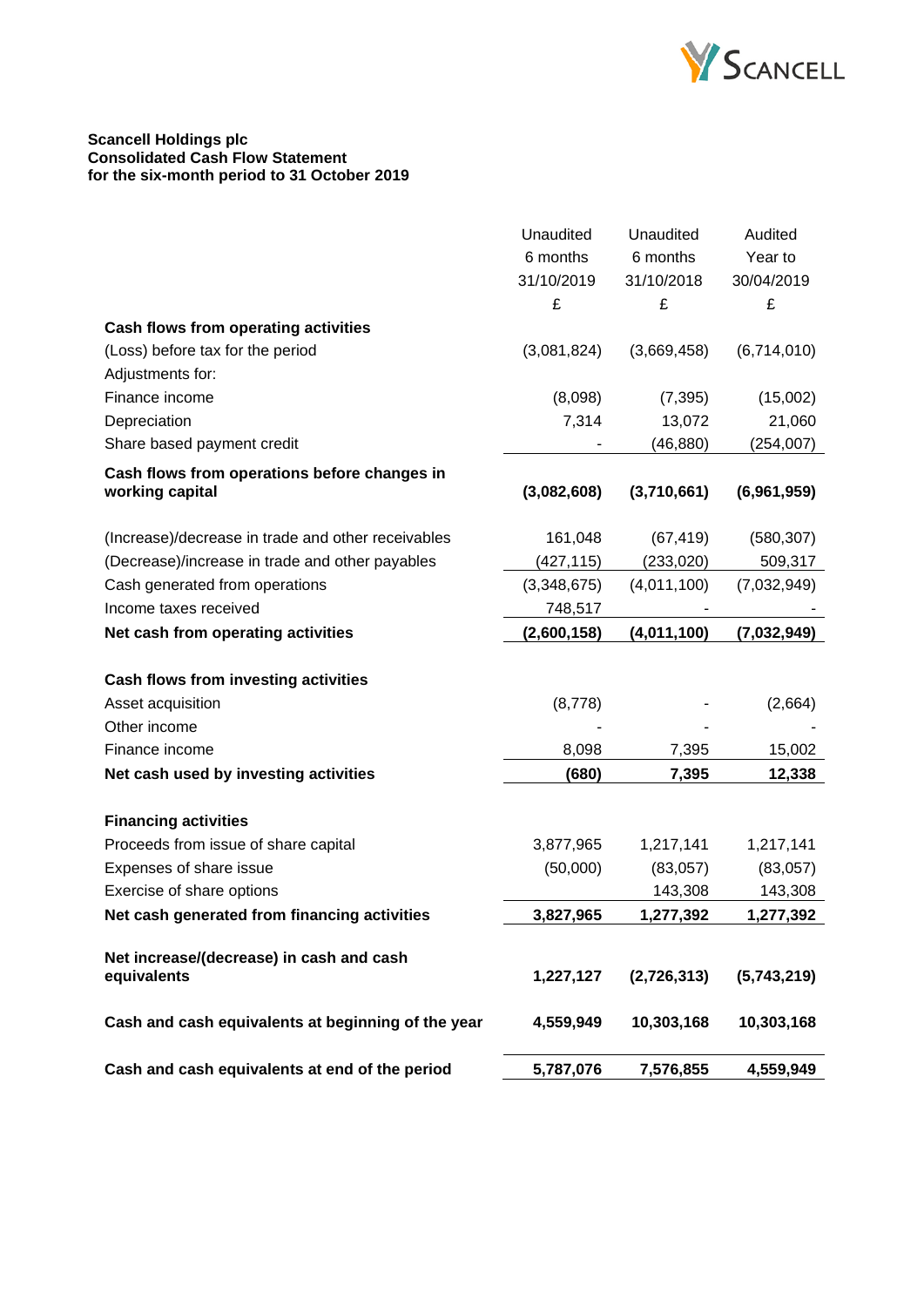**Scancell Holdings plc**
**Consolidated Cash Flow Statement**
**for the six-month period to 31 October 2019**

| | Unaudited 6 months 31/10/2019 £ | Unaudited 6 months 31/10/2018 £ | Audited Year to 30/04/2019 £ |
|---|---|---|---|
| **Cash flows from operating activities** | | | |
| (Loss) before tax for the period | (3,081,824) | (3,669,458) | (6,714,010) |
| Adjustments for: | | | |
| Finance income | (8,098) | (7,395) | (15,002) |
| Depreciation | 7,314 | 13,072 | 21,060 |
| Share based payment credit | - | (46,880) | (254,007) |
| **Cash flows from operations before changes in working capital** | **(3,082,608)** | **(3,710,661)** | **(6,961,959)** |
| (Increase)/decrease in trade and other receivables | 161,048 | (67,419) | (580,307) |
| (Decrease)/increase in trade and other payables | (427,115) | (233,020) | 509,317 |
| Cash generated from operations | (3,348,675) | (4,011,100) | (7,032,949) |
| Income taxes received | 748,517 | - | - |
| **Net cash from operating activities** | **(2,600,158)** | **(4,011,100)** | **(7,032,949)** |
| **Cash flows from investing activities** | | | |
| Asset acquisition | (8,778) | - | (2,664) |
| Other income | - | - | - |
| Finance income | 8,098 | 7,395 | 15,002 |
| **Net cash used by investing activities** | **(680)** | **7,395** | **12,338** |
| **Financing activities** | | | |
| Proceeds from issue of share capital | 3,877,965 | 1,217,141 | 1,217,141 |
| Expenses of share issue | (50,000) | (83,057) | (83,057) |
| Exercise of share options | | 143,308 | 143,308 |
| **Net cash generated from financing activities** | **3,827,965** | **1,277,392** | **1,277,392** |
| **Net increase/(decrease) in cash and cash equivalents** | **1,227,127** | **(2,726,313)** | **(5,743,219)** |
| **Cash and cash equivalents at beginning of the year** | **4,559,949** | **10,303,168** | **10,303,168** |
| **Cash and cash equivalents at end of the period** | **5,787,076** | **7,576,855** | **4,559,949** |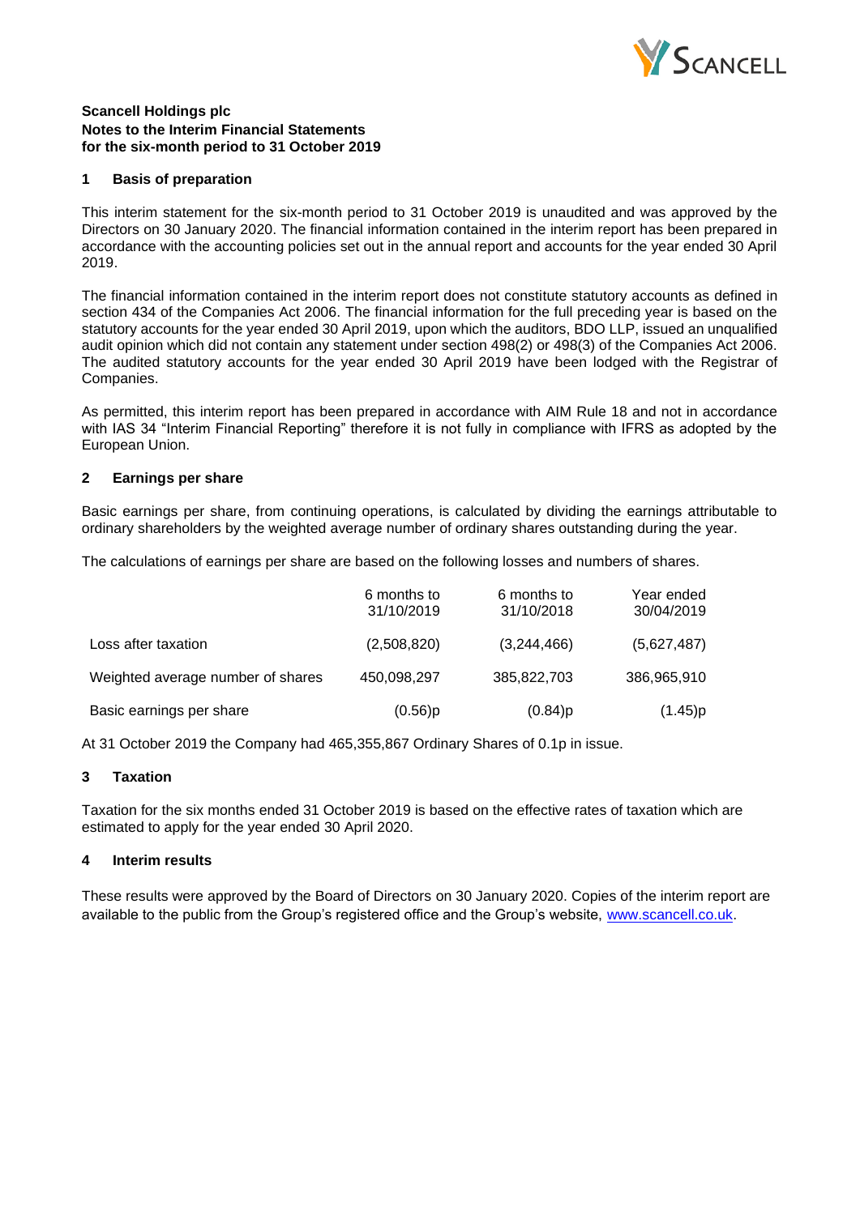**Scancell Holdings plc**
**Notes to the Interim Financial Statements**
**for the six-month period to 31 October 2019**

## 1 Basis of preparation

This interim statement for the six-month period to 31 October 2019 is unaudited and was approved by the Directors on 30 January 2020. The financial information contained in the interim report has been prepared in accordance with the accounting policies set out in the annual report and accounts for the year ended 30 April 2019.

The financial information contained in the interim report does not constitute statutory accounts as defined in section 434 of the Companies Act 2006. The financial information for the full preceding year is based on the statutory accounts for the year ended 30 April 2019, upon which the auditors, BDO LLP, issued an unqualified audit opinion which did not contain any statement under section 498(2) or 498(3) of the Companies Act 2006. The audited statutory accounts for the year ended 30 April 2019 have been lodged with the Registrar of Companies.

As permitted, this interim report has been prepared in accordance with AIM Rule 18 and not in accordance with IAS 34 "Interim Financial Reporting" therefore it is not fully in compliance with IFRS as adopted by the European Union.

## 2 Earnings per share

Basic earnings per share, from continuing operations, is calculated by dividing the earnings attributable to ordinary shareholders by the weighted average number of ordinary shares outstanding during the year.

The calculations of earnings per share are based on the following losses and numbers of shares.

| | 6 months to 31/10/2019 | 6 months to 31/10/2018 | Year ended 30/04/2019 |
|---|---|---|---|
| Loss after taxation | (2,508,820) | (3,244,466) | (5,627,487) |
| Weighted average number of shares | 450,098,297 | 385,822,703 | 386,965,910 |
| Basic earnings per share | (0.56)p | (0.84)p | (1.45)p |

At 31 October 2019 the Company had 465,355,867 Ordinary Shares of 0.1p in issue.

## 3 Taxation

Taxation for the six months ended 31 October 2019 is based on the effective rates of taxation which are estimated to apply for the year ended 30 April 2020.

## 4 Interim results

These results were approved by the Board of Directors on 30 January 2020. Copies of the interim report are available to the public from the Group's registered office and the Group's website, www.scancell.co.uk.